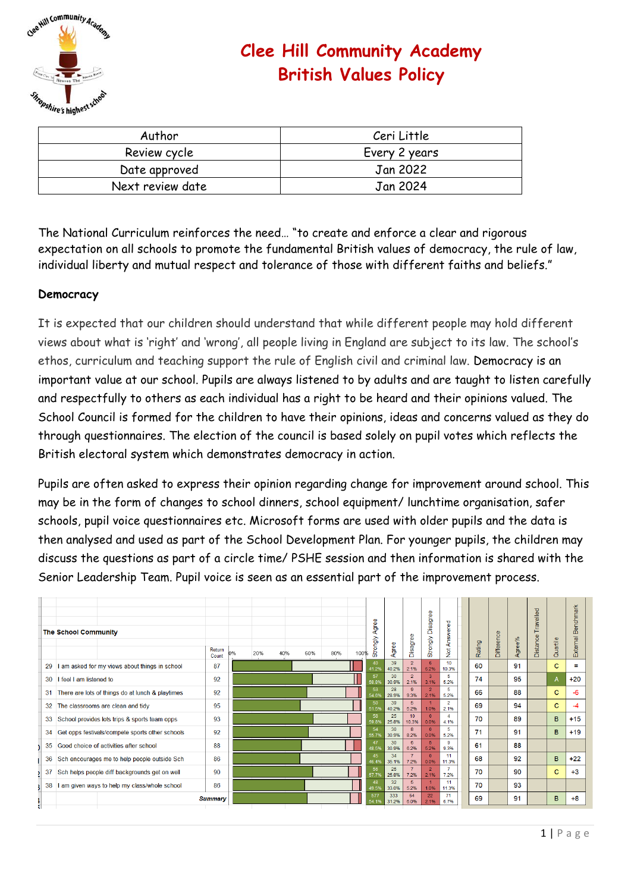# Clee Hill Community Academy
# British Values Policy

| Author | Ceri Little |
|---|---|
| Review cycle | Every 2 years |
| Date approved | Jan 2022 |
| Next review date | Jan 2024 |

The National Curriculum reinforces the need… "to create and enforce a clear and rigorous expectation on all schools to promote the fundamental British values of democracy, the rule of law, individual liberty and mutual respect and tolerance of those with different faiths and beliefs."

**Democracy**

It is expected that our children should understand that while different people may hold different views about what is 'right' and 'wrong', all people living in England are subject to its law. The school's ethos, curriculum and teaching support the rule of English civil and criminal law. Democracy is an important value at our school. Pupils are always listened to by adults and are taught to listen carefully and respectfully to others as each individual has a right to be heard and their opinions valued. The School Council is formed for the children to have their opinions, ideas and concerns valued as they do through questionnaires. The election of the council is based solely on pupil votes which reflects the British electoral system which demonstrates democracy in action.

Pupils are often asked to express their opinion regarding change for improvement around school. This may be in the form of changes to school dinners, school equipment/ lunchtime organisation, safer schools, pupil voice questionnaires etc. Microsoft forms are used with older pupils and the data is then analysed and used as part of the School Development Plan. For younger pupils, the children may discuss the questions as part of a circle time/ PSHE session and then information is shared with the Senior Leadership Team. Pupil voice is seen as an essential part of the improvement process.

| | The School Community | Return Count | Strongly Agree | Agree | Disagree | Strongly Disagree | Not Answered | Rating | Difference | Agree% | Distance Travelled | Quartile | External Benchmark |
|---|---|---|---|---|---|---|---|---|---|---|---|---|---|
| 29 | I am asked for my views about things in school | 87 | 40 41.2% | 39 40.2% | 2 2.1% | 6 6.2% | 10 10.3% | 60 | | 91 | | C | = |
| 30 | I feel I am listened to | 92 | 57 58.8% | 30 30.9% | 2 2.1% | 3 3.1% | 5 5.2% | 74 | | 95 | | A | +20 |
| 31 | There are lots of things do at lunch & playtimes | 92 | 53 54.6% | 28 28.9% | 9 9.3% | 2 2.1% | 5 5.2% | 66 | | 88 | | C | -6 |
| 32 | The classrooms are clean and tidy | 95 | 50 51.5% | 39 40.2% | 5 5.2% | 1 1.0% | 2 2.1% | 69 | | 94 | | C | -4 |
| 33 | School provides lots trips & sports team opps | 93 | 58 59.8% | 25 25.8% | 10 10.3% | 0 0.0% | 4 4.1% | 70 | | 89 | | B | +15 |
| 34 | Get opps festivals/compete sports other schools | 92 | 54 55.7% | 30 30.9% | 8 8.2% | 0 0.0% | 5 5.2% | 71 | | 91 | | B | +19 |
| 35 | Good choice of activities after school | 88 | 47 48.5% | 30 30.9% | 6 6.2% | 5 5.2% | 9 9.3% | 61 | | 88 | | | |
| 36 | Sch encourages me to help people outside Sch | 86 | 45 46.4% | 34 35.1% | 7 7.2% | 0 0.0% | 11 11.3% | 68 | | 92 | | B | +22 |
| 37 | Sch helps people diff backgrounds get on well | 90 | 56 57.7% | 25 25.8% | 7 7.2% | 2 2.1% | 7 7.2% | 70 | | 90 | | C | +3 |
| 38 | I am given ways to help my class/whole school | 86 | 48 49.5% | 32 33.0% | 5 5.2% | 1 1.0% | 11 11.3% | 70 | | 93 | | | |
| | Summary | | 577 54.1% | 333 31.2% | 64 6.0% | 22 2.1% | 71 6.7% | 69 | | 91 | | B | +8 |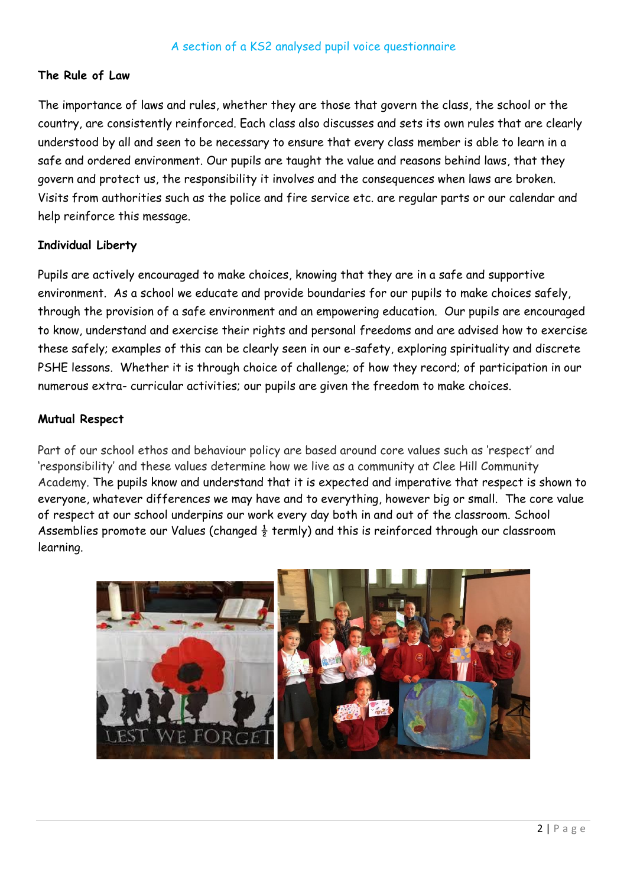A section of a KS2 analysed pupil voice questionnaire

**The Rule of Law**

The importance of laws and rules, whether they are those that govern the class, the school or the country, are consistently reinforced. Each class also discusses and sets its own rules that are clearly understood by all and seen to be necessary to ensure that every class member is able to learn in a safe and ordered environment. Our pupils are taught the value and reasons behind laws, that they govern and protect us, the responsibility it involves and the consequences when laws are broken. Visits from authorities such as the police and fire service etc. are regular parts or our calendar and help reinforce this message.

**Individual Liberty**

Pupils are actively encouraged to make choices, knowing that they are in a safe and supportive environment. As a school we educate and provide boundaries for our pupils to make choices safely, through the provision of a safe environment and an empowering education. Our pupils are encouraged to know, understand and exercise their rights and personal freedoms and are advised how to exercise these safely; examples of this can be clearly seen in our e-safety, exploring spirituality and discrete PSHE lessons. Whether it is through choice of challenge; of how they record; of participation in our numerous extra- curricular activities; our pupils are given the freedom to make choices.

**Mutual Respect**

Part of our school ethos and behaviour policy are based around core values such as 'respect' and 'responsibility' and these values determine how we live as a community at Clee Hill Community Academy. The pupils know and understand that it is expected and imperative that respect is shown to everyone, whatever differences we may have and to everything, however big or small. The core value of respect at our school underpins our work every day both in and out of the classroom. School Assemblies promote our Values (changed ½ termly) and this is reinforced through our classroom learning.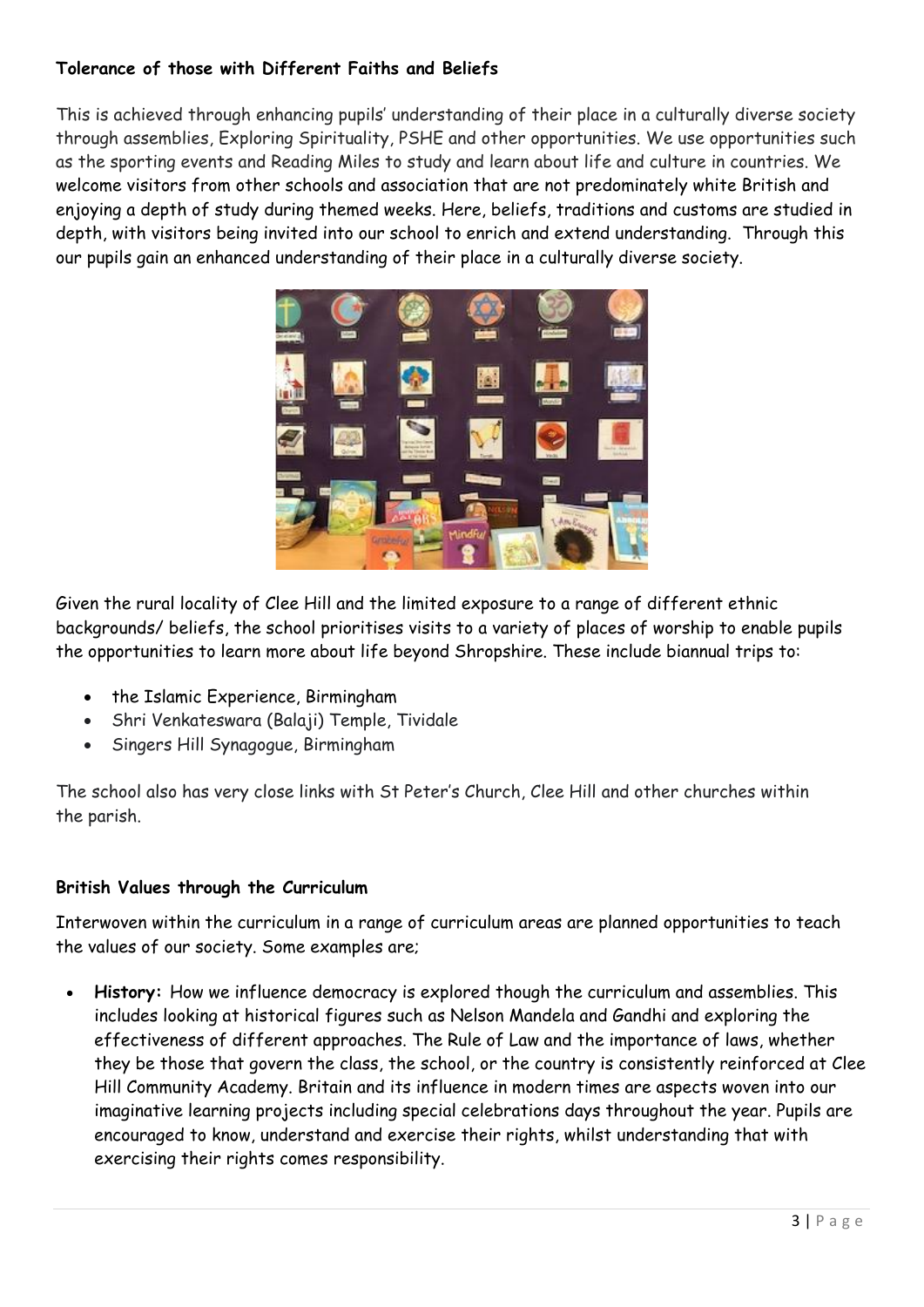**Tolerance of those with Different Faiths and Beliefs**

This is achieved through enhancing pupils' understanding of their place in a culturally diverse society through assemblies, Exploring Spirituality, PSHE and other opportunities. We use opportunities such as the sporting events and Reading Miles to study and learn about life and culture in countries. We welcome visitors from other schools and association that are not predominately white British and enjoying a depth of study during themed weeks. Here, beliefs, traditions and customs are studied in depth, with visitors being invited into our school to enrich and extend understanding. Through this our pupils gain an enhanced understanding of their place in a culturally diverse society.

Given the rural locality of Clee Hill and the limited exposure to a range of different ethnic backgrounds/ beliefs, the school prioritises visits to a variety of places of worship to enable pupils the opportunities to learn more about life beyond Shropshire. These include biannual trips to:

- the Islamic Experience, Birmingham
- Shri Venkateswara (Balaji) Temple, Tividale
- Singers Hill Synagogue, Birmingham

The school also has very close links with St Peter's Church, Clee Hill and other churches within the parish.

**British Values through the Curriculum**

Interwoven within the curriculum in a range of curriculum areas are planned opportunities to teach the values of our society. Some examples are;

- **History:** How we influence democracy is explored though the curriculum and assemblies. This includes looking at historical figures such as Nelson Mandela and Gandhi and exploring the effectiveness of different approaches. The Rule of Law and the importance of laws, whether they be those that govern the class, the school, or the country is consistently reinforced at Clee Hill Community Academy. Britain and its influence in modern times are aspects woven into our imaginative learning projects including special celebrations days throughout the year. Pupils are encouraged to know, understand and exercise their rights, whilst understanding that with exercising their rights comes responsibility.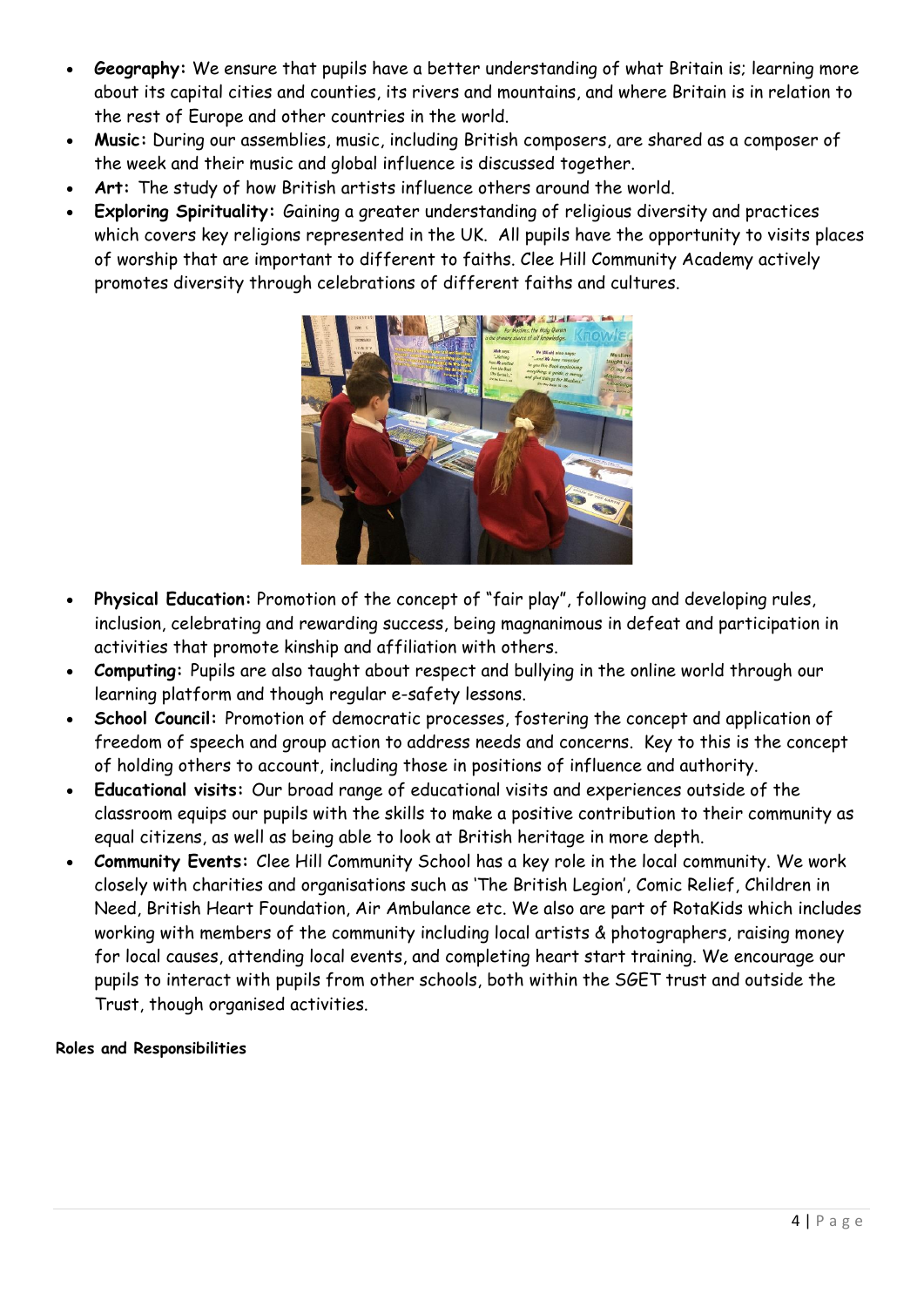- **Geography:** We ensure that pupils have a better understanding of what Britain is; learning more about its capital cities and counties, its rivers and mountains, and where Britain is in relation to the rest of Europe and other countries in the world.
- **Music:** During our assemblies, music, including British composers, are shared as a composer of the week and their music and global influence is discussed together.
- **Art:** The study of how British artists influence others around the world.
- **Exploring Spirituality:** Gaining a greater understanding of religious diversity and practices which covers key religions represented in the UK. All pupils have the opportunity to visits places of worship that are important to different to faiths. Clee Hill Community Academy actively promotes diversity through celebrations of different faiths and cultures.

- **Physical Education:** Promotion of the concept of "fair play", following and developing rules, inclusion, celebrating and rewarding success, being magnanimous in defeat and participation in activities that promote kinship and affiliation with others.
- **Computing:** Pupils are also taught about respect and bullying in the online world through our learning platform and though regular e-safety lessons.
- **School Council:** Promotion of democratic processes, fostering the concept and application of freedom of speech and group action to address needs and concerns. Key to this is the concept of holding others to account, including those in positions of influence and authority.
- **Educational visits:** Our broad range of educational visits and experiences outside of the classroom equips our pupils with the skills to make a positive contribution to their community as equal citizens, as well as being able to look at British heritage in more depth.
- **Community Events:** Clee Hill Community School has a key role in the local community. We work closely with charities and organisations such as 'The British Legion', Comic Relief, Children in Need, British Heart Foundation, Air Ambulance etc. We also are part of RotaKids which includes working with members of the community including local artists & photographers, raising money for local causes, attending local events, and completing heart start training. We encourage our pupils to interact with pupils from other schools, both within the SGET trust and outside the Trust, though organised activities.

**Roles and Responsibilities**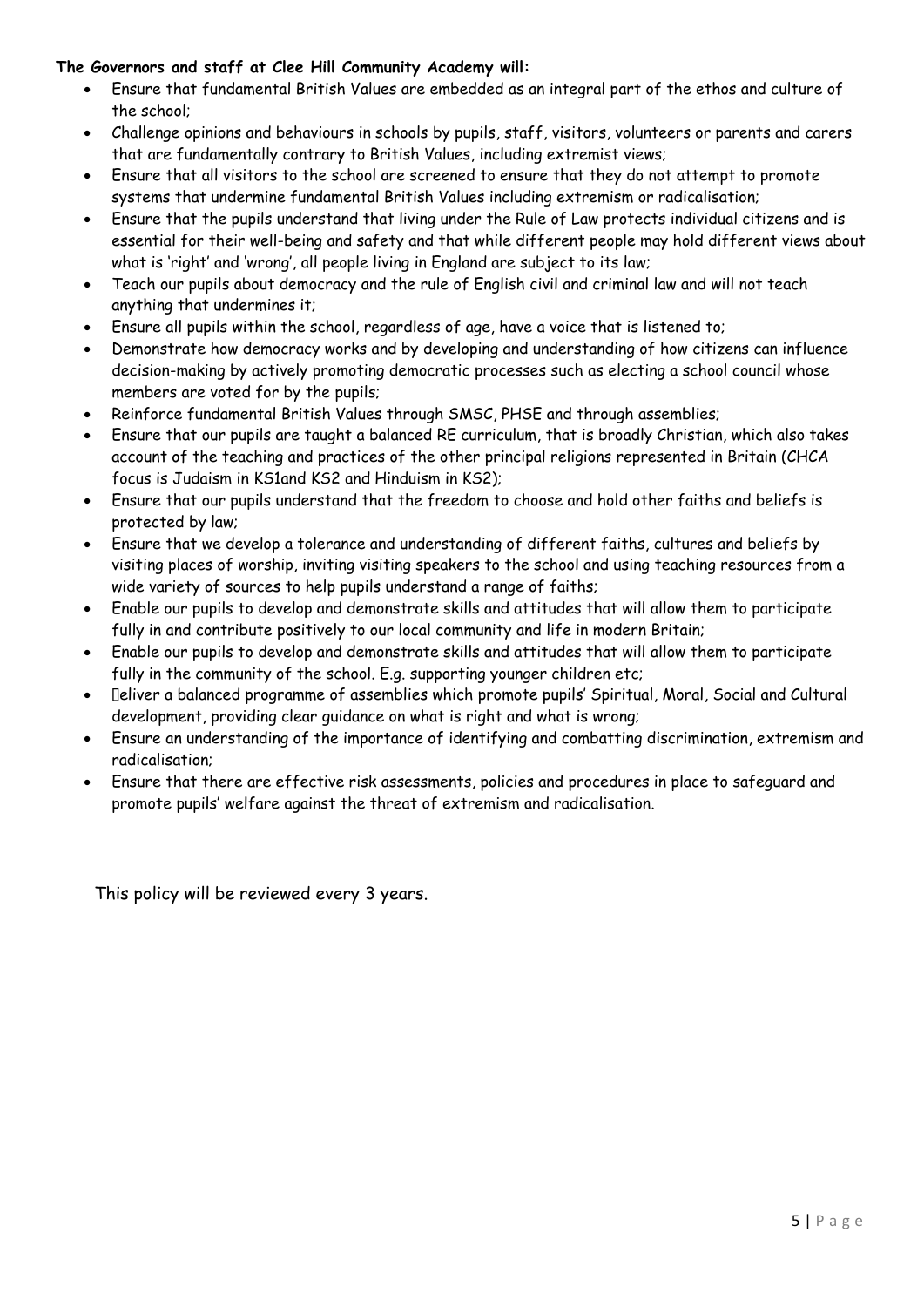**The Governors and staff at Clee Hill Community Academy will:**

- Ensure that fundamental British Values are embedded as an integral part of the ethos and culture of the school;
- Challenge opinions and behaviours in schools by pupils, staff, visitors, volunteers or parents and carers that are fundamentally contrary to British Values, including extremist views;
- Ensure that all visitors to the school are screened to ensure that they do not attempt to promote systems that undermine fundamental British Values including extremism or radicalisation;
- Ensure that the pupils understand that living under the Rule of Law protects individual citizens and is essential for their well-being and safety and that while different people may hold different views about what is 'right' and 'wrong', all people living in England are subject to its law;
- Teach our pupils about democracy and the rule of English civil and criminal law and will not teach anything that undermines it;
- Ensure all pupils within the school, regardless of age, have a voice that is listened to;
- Demonstrate how democracy works and by developing and understanding of how citizens can influence decision-making by actively promoting democratic processes such as electing a school council whose members are voted for by the pupils;
- Reinforce fundamental British Values through SMSC, PHSE and through assemblies;
- Ensure that our pupils are taught a balanced RE curriculum, that is broadly Christian, which also takes account of the teaching and practices of the other principal religions represented in Britain (CHCA focus is Judaism in KS1and KS2 and Hinduism in KS2);
- Ensure that our pupils understand that the freedom to choose and hold other faiths and beliefs is protected by law;
- Ensure that we develop a tolerance and understanding of different faiths, cultures and beliefs by visiting places of worship, inviting visiting speakers to the school and using teaching resources from a wide variety of sources to help pupils understand a range of faiths;
- Enable our pupils to develop and demonstrate skills and attitudes that will allow them to participate fully in and contribute positively to our local community and life in modern Britain;
- Enable our pupils to develop and demonstrate skills and attitudes that will allow them to participate fully in the community of the school. E.g. supporting younger children etc;
- Deliver a balanced programme of assemblies which promote pupils' Spiritual, Moral, Social and Cultural development, providing clear guidance on what is right and what is wrong;
- Ensure an understanding of the importance of identifying and combatting discrimination, extremism and radicalisation;
- Ensure that there are effective risk assessments, policies and procedures in place to safeguard and promote pupils' welfare against the threat of extremism and radicalisation.

This policy will be reviewed every 3 years.